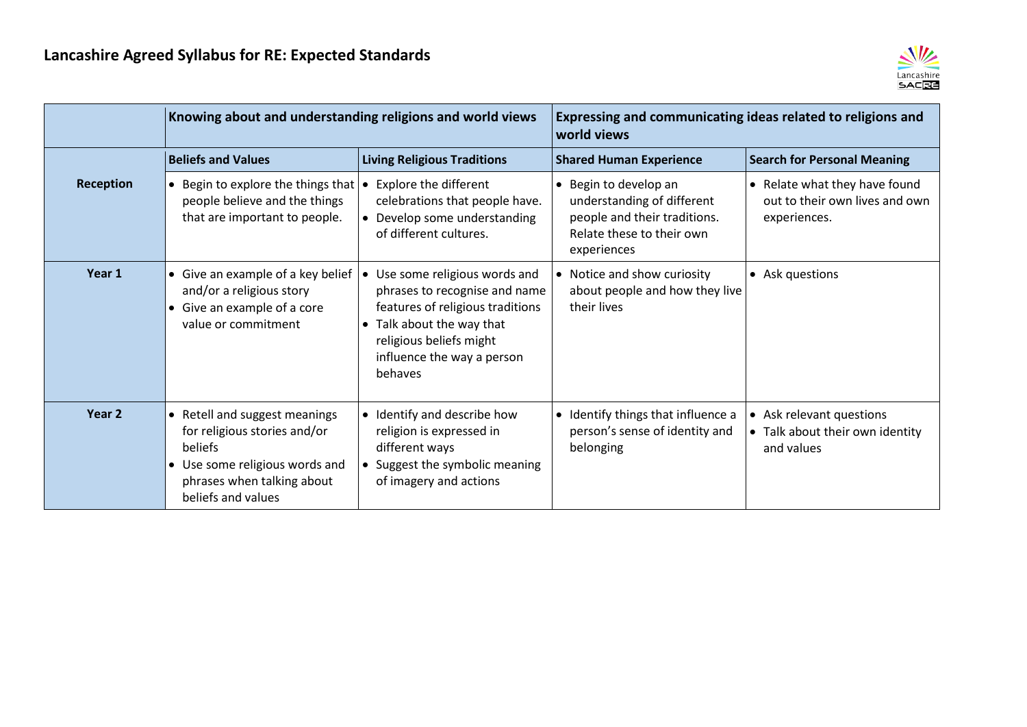# Lancashire Agreed Syllabus for RE: Expected Standards

| | Knowing about and understanding religions and world views | | Expressing and communicating ideas related to religions and world views | |
|---|---|---|---|---|
| | **Beliefs and Values** | **Living Religious Traditions** | **Shared Human Experience** | **Search for Personal Meaning** |
| **Reception** | • Begin to explore the things that people believe and the things that are important to people. | • Explore the different celebrations that people have.<br>• Develop some understanding of different cultures. | • Begin to develop an understanding of different people and their traditions. Relate these to their own experiences | • Relate what they have found out to their own lives and own experiences. |
| **Year 1** | • Give an example of a key belief and/or a religious story<br>• Give an example of a core value or commitment | • Use some religious words and phrases to recognise and name features of religious traditions<br>• Talk about the way that religious beliefs might influence the way a person behaves | • Notice and show curiosity about people and how they live their lives | • Ask questions |
| **Year 2** | • Retell and suggest meanings for religious stories and/or beliefs<br>• Use some religious words and phrases when talking about beliefs and values | • Identify and describe how religion is expressed in different ways<br>• Suggest the symbolic meaning of imagery and actions | • Identify things that influence a person's sense of identity and belonging | • Ask relevant questions<br>• Talk about their own identity and values |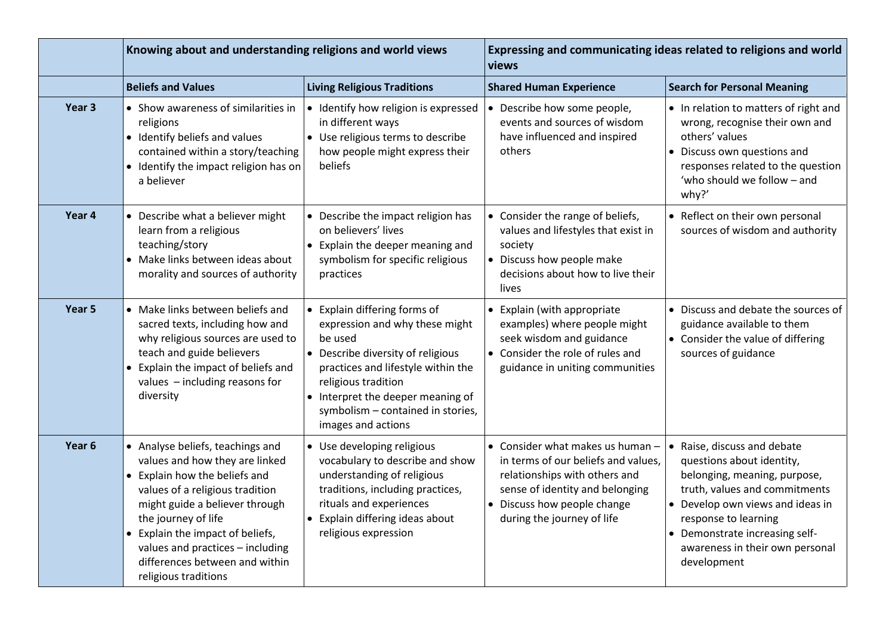| | Knowing about and understanding religions and world views | | Expressing and communicating ideas related to religions and world views | |
|---|---|---|---|---|
| | **Beliefs and Values** | **Living Religious Traditions** | **Shared Human Experience** | **Search for Personal Meaning** |
| **Year 3** | • Show awareness of similarities in religions<br>• Identify beliefs and values contained within a story/teaching<br>• Identify the impact religion has on a believer | • Identify how religion is expressed in different ways<br>• Use religious terms to describe how people might express their beliefs | • Describe how some people, events and sources of wisdom have influenced and inspired others | • In relation to matters of right and wrong, recognise their own and others' values<br>• Discuss own questions and responses related to the question 'who should we follow – and why?' |
| **Year 4** | • Describe what a believer might learn from a religious teaching/story<br>• Make links between ideas about morality and sources of authority | • Describe the impact religion has on believers' lives<br>• Explain the deeper meaning and symbolism for specific religious practices | • Consider the range of beliefs, values and lifestyles that exist in society<br>• Discuss how people make decisions about how to live their lives | • Reflect on their own personal sources of wisdom and authority |
| **Year 5** | • Make links between beliefs and sacred texts, including how and why religious sources are used to teach and guide believers<br>• Explain the impact of beliefs and values – including reasons for diversity | • Explain differing forms of expression and why these might be used<br>• Describe diversity of religious practices and lifestyle within the religious tradition<br>• Interpret the deeper meaning of symbolism – contained in stories, images and actions | • Explain (with appropriate examples) where people might seek wisdom and guidance<br>• Consider the role of rules and guidance in uniting communities | • Discuss and debate the sources of guidance available to them<br>• Consider the value of differing sources of guidance |
| **Year 6** | • Analyse beliefs, teachings and values and how they are linked<br>• Explain how the beliefs and values of a religious tradition might guide a believer through the journey of life<br>• Explain the impact of beliefs, values and practices – including differences between and within religious traditions | • Use developing religious vocabulary to describe and show understanding of religious traditions, including practices, rituals and experiences<br>• Explain differing ideas about religious expression | • Consider what makes us human – in terms of our beliefs and values, relationships with others and sense of identity and belonging<br>• Discuss how people change during the journey of life | • Raise, discuss and debate questions about identity, belonging, meaning, purpose, truth, values and commitments<br>• Develop own views and ideas in response to learning<br>• Demonstrate increasing self-awareness in their own personal development |